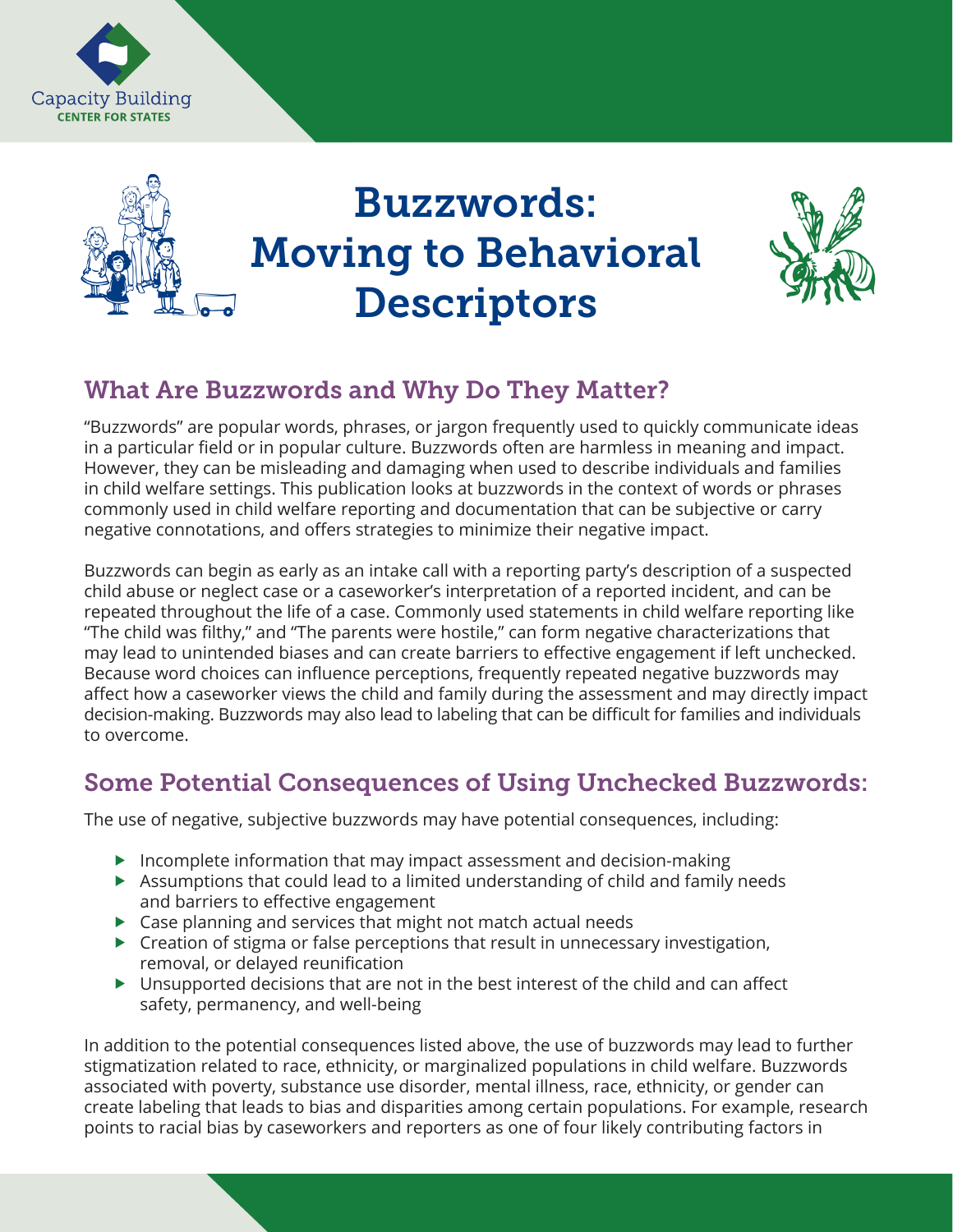# Buzzwords: Moving to Behavioral Descriptors

## What Are Buzzwords and Why Do They Matter?

"Buzzwords" are popular words, phrases, or jargon frequently used to quickly communicate ideas in a particular field or in popular culture. Buzzwords often are harmless in meaning and impact. However, they can be misleading and damaging when used to describe individuals and families in child welfare settings. This publication looks at buzzwords in the context of words or phrases commonly used in child welfare reporting and documentation that can be subjective or carry negative connotations, and offers strategies to minimize their negative impact.

Buzzwords can begin as early as an intake call with a reporting party's description of a suspected child abuse or neglect case or a caseworker's interpretation of a reported incident, and can be repeated throughout the life of a case. Commonly used statements in child welfare reporting like "The child was filthy," and "The parents were hostile," can form negative characterizations that may lead to unintended biases and can create barriers to effective engagement if left unchecked. Because word choices can influence perceptions, frequently repeated negative buzzwords may affect how a caseworker views the child and family during the assessment and may directly impact decision-making. Buzzwords may also lead to labeling that can be difficult for families and individuals to overcome.

## Some Potential Consequences of Using Unchecked Buzzwords:

The use of negative, subjective buzzwords may have potential consequences, including:

- Incomplete information that may impact assessment and decision-making
- Assumptions that could lead to a limited understanding of child and family needs and barriers to effective engagement
- Case planning and services that might not match actual needs
- Creation of stigma or false perceptions that result in unnecessary investigation, removal, or delayed reunification
- Unsupported decisions that are not in the best interest of the child and can affect safety, permanency, and well-being

In addition to the potential consequences listed above, the use of buzzwords may lead to further stigmatization related to race, ethnicity, or marginalized populations in child welfare. Buzzwords associated with poverty, substance use disorder, mental illness, race, ethnicity, or gender can create labeling that leads to bias and disparities among certain populations. For example, research points to racial bias by caseworkers and reporters as one of four likely contributing factors in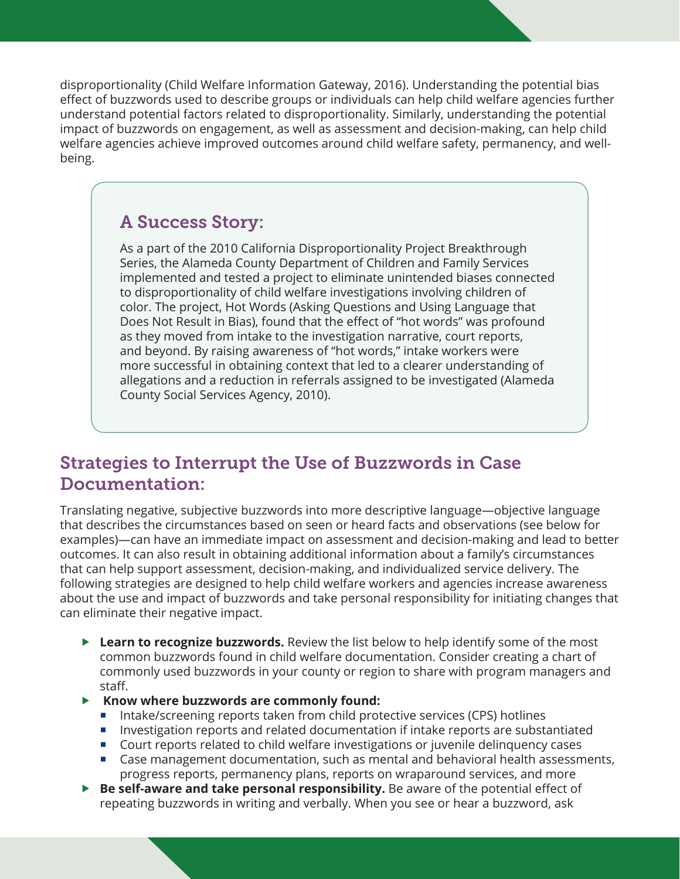disproportionality (Child Welfare Information Gateway, 2016). Understanding the potential bias effect of buzzwords used to describe groups or individuals can help child welfare agencies further understand potential factors related to disproportionality. Similarly, understanding the potential impact of buzzwords on engagement, as well as assessment and decision-making, can help child welfare agencies achieve improved outcomes around child welfare safety, permanency, and well-being.

### A Success Story:

As a part of the 2010 California Disproportionality Project Breakthrough Series, the Alameda County Department of Children and Family Services implemented and tested a project to eliminate unintended biases connected to disproportionality of child welfare investigations involving children of color. The project, Hot Words (Asking Questions and Using Language that Does Not Result in Bias), found that the effect of "hot words" was profound as they moved from intake to the investigation narrative, court reports, and beyond. By raising awareness of "hot words," intake workers were more successful in obtaining context that led to a clearer understanding of allegations and a reduction in referrals assigned to be investigated (Alameda County Social Services Agency, 2010).

## Strategies to Interrupt the Use of Buzzwords in Case Documentation:

Translating negative, subjective buzzwords into more descriptive language—objective language that describes the circumstances based on seen or heard facts and observations (see below for examples)—can have an immediate impact on assessment and decision-making and lead to better outcomes. It can also result in obtaining additional information about a family's circumstances that can help support assessment, decision-making, and individualized service delivery. The following strategies are designed to help child welfare workers and agencies increase awareness about the use and impact of buzzwords and take personal responsibility for initiating changes that can eliminate their negative impact.

- **Learn to recognize buzzwords.** Review the list below to help identify some of the most common buzzwords found in child welfare documentation. Consider creating a chart of commonly used buzzwords in your county or region to share with program managers and staff.
- **Know where buzzwords are commonly found:**
  - Intake/screening reports taken from child protective services (CPS) hotlines
  - Investigation reports and related documentation if intake reports are substantiated
  - Court reports related to child welfare investigations or juvenile delinquency cases
  - Case management documentation, such as mental and behavioral health assessments, progress reports, permanency plans, reports on wraparound services, and more
- **Be self-aware and take personal responsibility.** Be aware of the potential effect of repeating buzzwords in writing and verbally. When you see or hear a buzzword, ask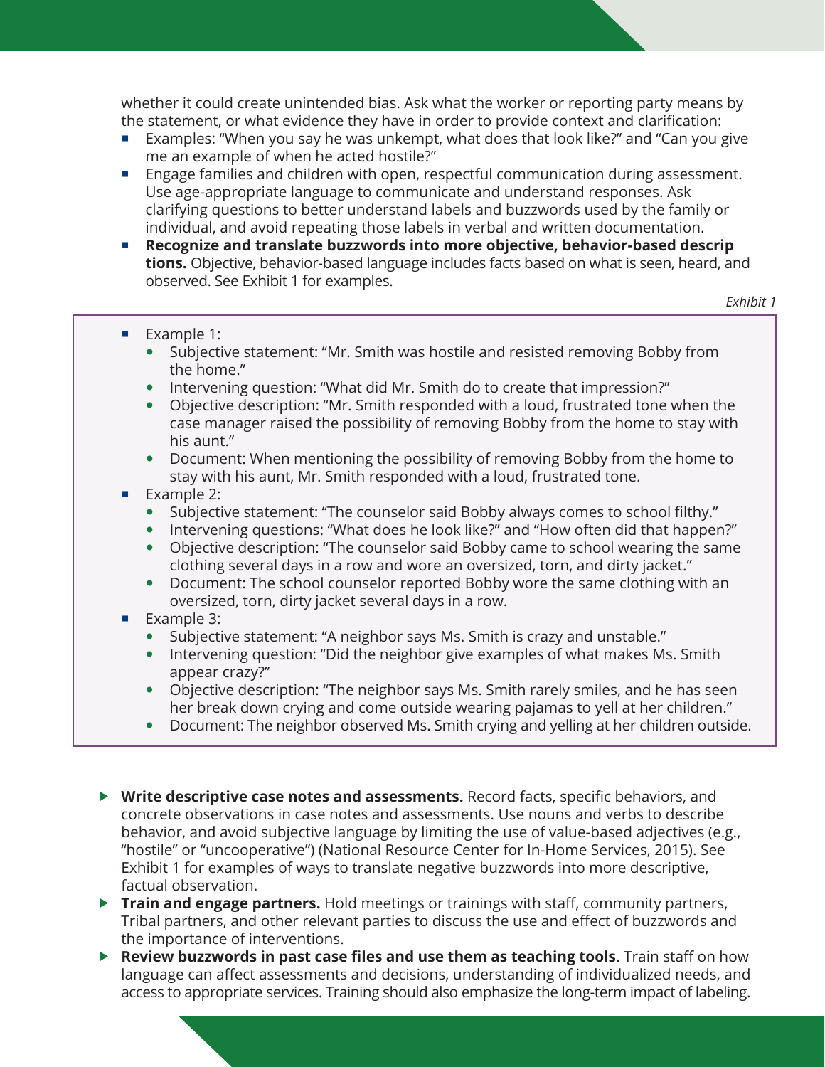whether it could create unintended bias. Ask what the worker or reporting party means by the statement, or what evidence they have in order to provide context and clarification:

- Examples: "When you say he was unkempt, what does that look like?" and "Can you give me an example of when he acted hostile?"
- Engage families and children with open, respectful communication during assessment. Use age-appropriate language to communicate and understand responses. Ask clarifying questions to better understand labels and buzzwords used by the family or individual, and avoid repeating those labels in verbal and written documentation.
- **Recognize and translate buzzwords into more objective, behavior-based descriptions.** Objective, behavior-based language includes facts based on what is seen, heard, and observed. See Exhibit 1 for examples.

*Exhibit 1*

- Example 1:
  - Subjective statement: "Mr. Smith was hostile and resisted removing Bobby from the home."
  - Intervening question: "What did Mr. Smith do to create that impression?"
  - Objective description: "Mr. Smith responded with a loud, frustrated tone when the case manager raised the possibility of removing Bobby from the home to stay with his aunt."
  - Document: When mentioning the possibility of removing Bobby from the home to stay with his aunt, Mr. Smith responded with a loud, frustrated tone.
- Example 2:
  - Subjective statement: "The counselor said Bobby always comes to school filthy."
  - Intervening questions: "What does he look like?" and "How often did that happen?"
  - Objective description: "The counselor said Bobby came to school wearing the same clothing several days in a row and wore an oversized, torn, and dirty jacket."
  - Document: The school counselor reported Bobby wore the same clothing with an oversized, torn, dirty jacket several days in a row.
- Example 3:
  - Subjective statement: "A neighbor says Ms. Smith is crazy and unstable."
  - Intervening question: "Did the neighbor give examples of what makes Ms. Smith appear crazy?"
  - Objective description: "The neighbor says Ms. Smith rarely smiles, and he has seen her break down crying and come outside wearing pajamas to yell at her children."
  - Document: The neighbor observed Ms. Smith crying and yelling at her children outside.

- **Write descriptive case notes and assessments.** Record facts, specific behaviors, and concrete observations in case notes and assessments. Use nouns and verbs to describe behavior, and avoid subjective language by limiting the use of value-based adjectives (e.g., "hostile" or "uncooperative") (National Resource Center for In-Home Services, 2015). See Exhibit 1 for examples of ways to translate negative buzzwords into more descriptive, factual observation.
- **Train and engage partners.** Hold meetings or trainings with staff, community partners, Tribal partners, and other relevant parties to discuss the use and effect of buzzwords and the importance of interventions.
- **Review buzzwords in past case files and use them as teaching tools.** Train staff on how language can affect assessments and decisions, understanding of individualized needs, and access to appropriate services. Training should also emphasize the long-term impact of labeling.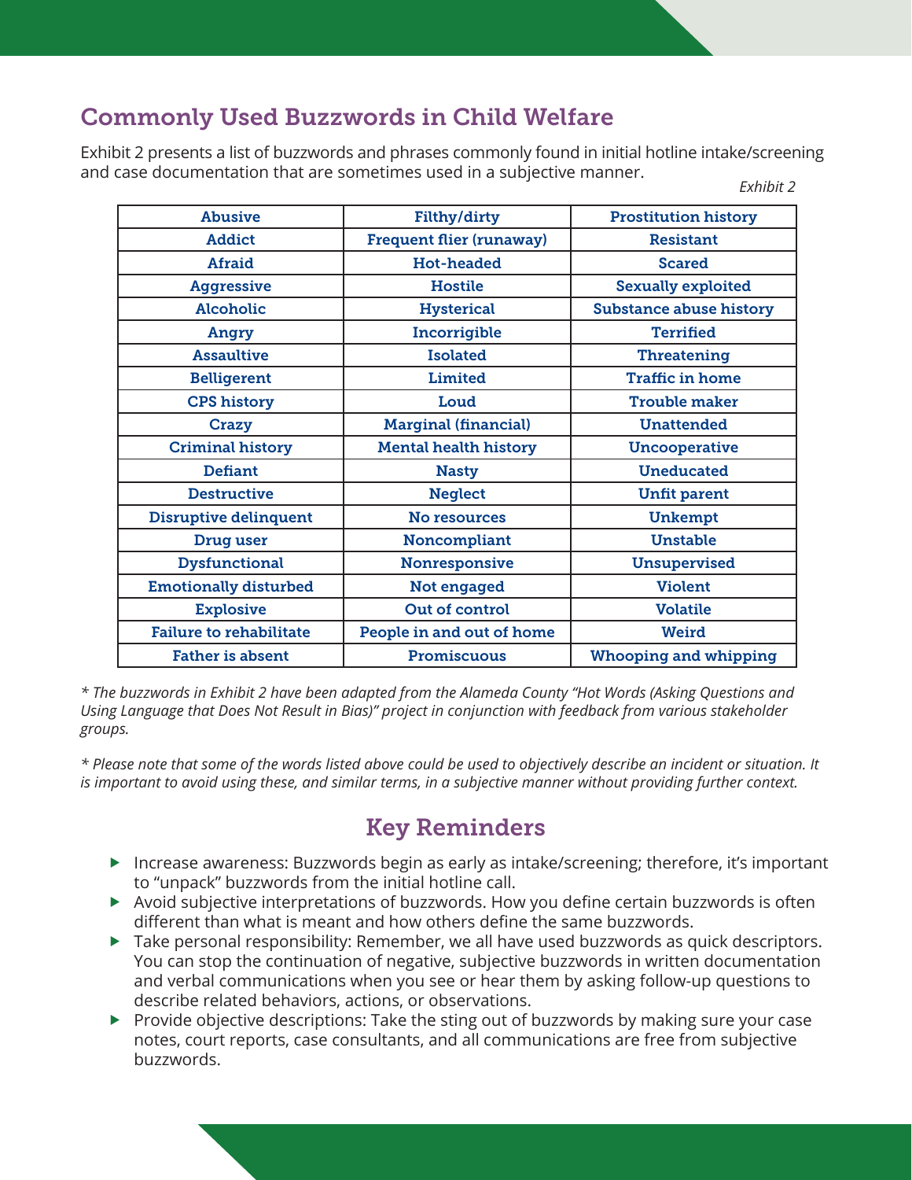## Commonly Used Buzzwords in Child Welfare

Exhibit 2 presents a list of buzzwords and phrases commonly found in initial hotline intake/screening and case documentation that are sometimes used in a subjective manner.

*Exhibit 2*

| | | |
|---|---|---|
| **Abusive** | **Filthy/dirty** | **Prostitution history** |
| **Addict** | **Frequent flier (runaway)** | **Resistant** |
| **Afraid** | **Hot-headed** | **Scared** |
| **Aggressive** | **Hostile** | **Sexually exploited** |
| **Alcoholic** | **Hysterical** | **Substance abuse history** |
| **Angry** | **Incorrigible** | **Terrified** |
| **Assaultive** | **Isolated** | **Threatening** |
| **Belligerent** | **Limited** | **Traffic in home** |
| **CPS history** | **Loud** | **Trouble maker** |
| **Crazy** | **Marginal (financial)** | **Unattended** |
| **Criminal history** | **Mental health history** | **Uncooperative** |
| **Defiant** | **Nasty** | **Uneducated** |
| **Destructive** | **Neglect** | **Unfit parent** |
| **Disruptive delinquent** | **No resources** | **Unkempt** |
| **Drug user** | **Noncompliant** | **Unstable** |
| **Dysfunctional** | **Nonresponsive** | **Unsupervised** |
| **Emotionally disturbed** | **Not engaged** | **Violent** |
| **Explosive** | **Out of control** | **Volatile** |
| **Failure to rehabilitate** | **People in and out of home** | **Weird** |
| **Father is absent** | **Promiscuous** | **Whooping and whipping** |

*\* The buzzwords in Exhibit 2 have been adapted from the Alameda County "Hot Words (Asking Questions and Using Language that Does Not Result in Bias)" project in conjunction with feedback from various stakeholder groups.*

*\* Please note that some of the words listed above could be used to objectively describe an incident or situation. It is important to avoid using these, and similar terms, in a subjective manner without providing further context.*

## Key Reminders

- Increase awareness: Buzzwords begin as early as intake/screening; therefore, it's important to "unpack" buzzwords from the initial hotline call.
- Avoid subjective interpretations of buzzwords. How you define certain buzzwords is often different than what is meant and how others define the same buzzwords.
- Take personal responsibility: Remember, we all have used buzzwords as quick descriptors. You can stop the continuation of negative, subjective buzzwords in written documentation and verbal communications when you see or hear them by asking follow-up questions to describe related behaviors, actions, or observations.
- Provide objective descriptions: Take the sting out of buzzwords by making sure your case notes, court reports, case consultants, and all communications are free from subjective buzzwords.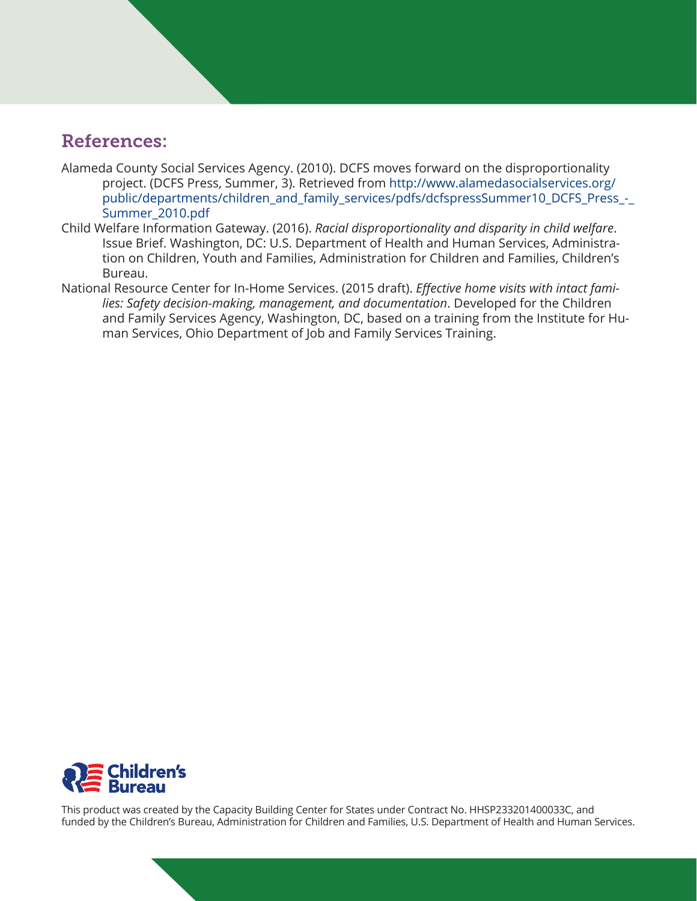## References:

Alameda County Social Services Agency. (2010). DCFS moves forward on the disproportionality project. (DCFS Press, Summer, 3). Retrieved from http://www.alamedasocialservices.org/public/departments/children_and_family_services/pdfs/dcfspressSummer10_DCFS_Press_-_Summer_2010.pdf

Child Welfare Information Gateway. (2016). *Racial disproportionality and disparity in child welfare*. Issue Brief. Washington, DC: U.S. Department of Health and Human Services, Administration on Children, Youth and Families, Administration for Children and Families, Children's Bureau.

National Resource Center for In-Home Services. (2015 draft). *Effective home visits with intact families: Safety decision-making, management, and documentation*. Developed for the Children and Family Services Agency, Washington, DC, based on a training from the Institute for Human Services, Ohio Department of Job and Family Services Training.

Children's Bureau

This product was created by the Capacity Building Center for States under Contract No. HHSP233201400033C, and funded by the Children's Bureau, Administration for Children and Families, U.S. Department of Health and Human Services.